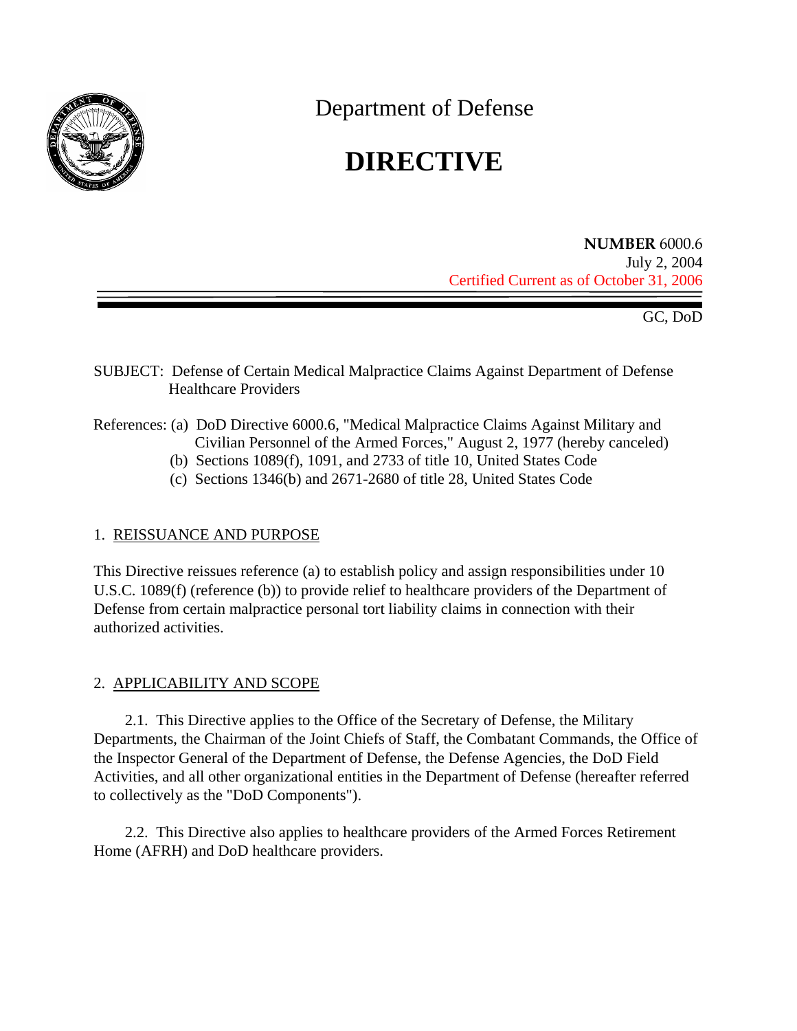# Department of Defense

# DIRECTIVE

**NUMBER** 6000.6
July 2, 2004
Certified Current as of October 31, 2006

GC, DoD

SUBJECT: Defense of Certain Medical Malpractice Claims Against Department of Defense Healthcare Providers

References: (a) DoD Directive 6000.6, "Medical Malpractice Claims Against Military and Civilian Personnel of the Armed Forces," August 2, 1977 (hereby canceled)
(b) Sections 1089(f), 1091, and 2733 of title 10, United States Code
(c) Sections 1346(b) and 2671-2680 of title 28, United States Code

## 1. REISSUANCE AND PURPOSE

This Directive reissues reference (a) to establish policy and assign responsibilities under 10 U.S.C. 1089(f) (reference (b)) to provide relief to healthcare providers of the Department of Defense from certain malpractice personal tort liability claims in connection with their authorized activities.

## 2. APPLICABILITY AND SCOPE

2.1. This Directive applies to the Office of the Secretary of Defense, the Military Departments, the Chairman of the Joint Chiefs of Staff, the Combatant Commands, the Office of the Inspector General of the Department of Defense, the Defense Agencies, the DoD Field Activities, and all other organizational entities in the Department of Defense (hereafter referred to collectively as the "DoD Components").

2.2. This Directive also applies to healthcare providers of the Armed Forces Retirement Home (AFRH) and DoD healthcare providers.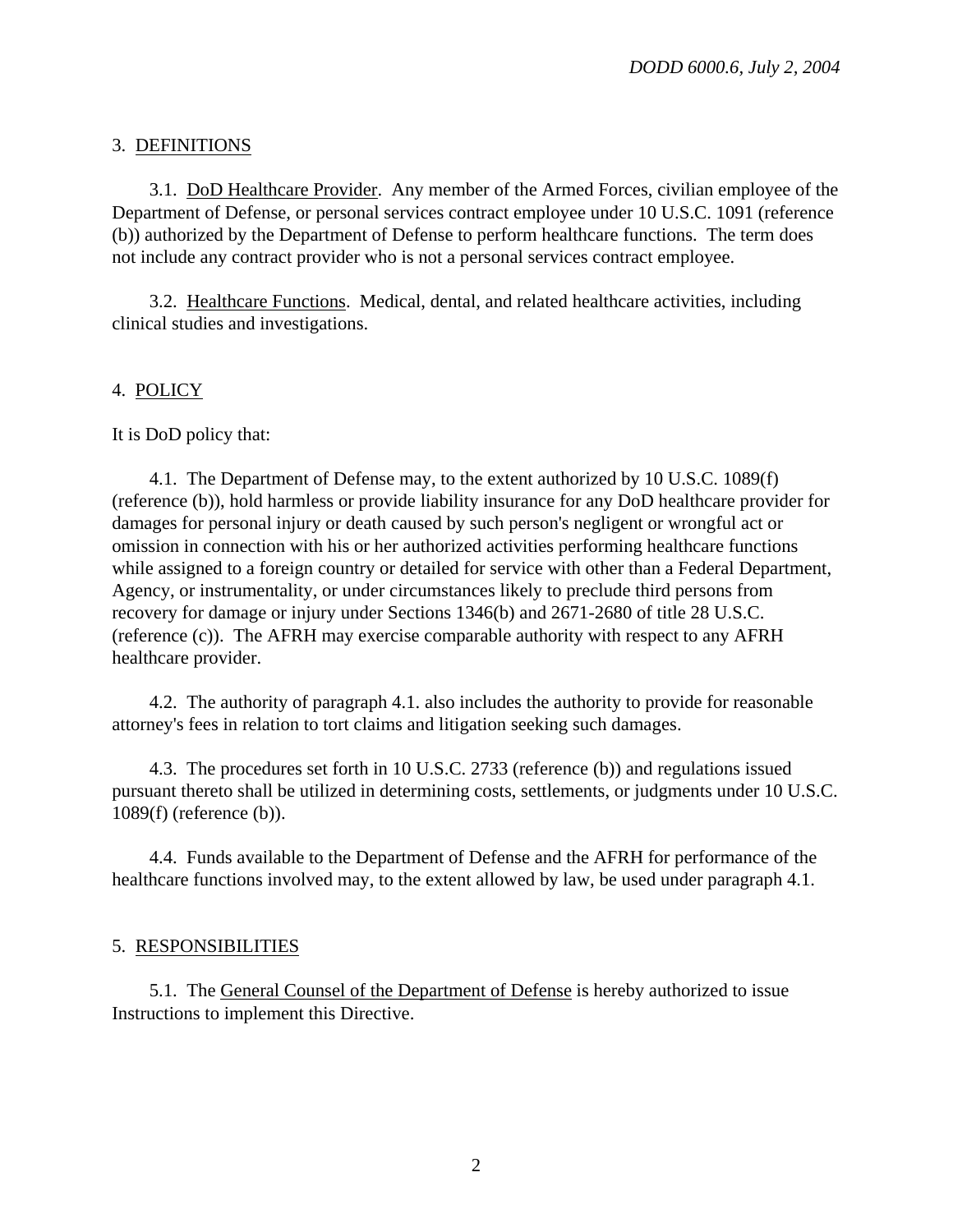## 3. DEFINITIONS

3.1. DoD Healthcare Provider. Any member of the Armed Forces, civilian employee of the Department of Defense, or personal services contract employee under 10 U.S.C. 1091 (reference (b)) authorized by the Department of Defense to perform healthcare functions. The term does not include any contract provider who is not a personal services contract employee.

3.2. Healthcare Functions. Medical, dental, and related healthcare activities, including clinical studies and investigations.

## 4. POLICY

It is DoD policy that:

4.1. The Department of Defense may, to the extent authorized by 10 U.S.C. 1089(f) (reference (b)), hold harmless or provide liability insurance for any DoD healthcare provider for damages for personal injury or death caused by such person's negligent or wrongful act or omission in connection with his or her authorized activities performing healthcare functions while assigned to a foreign country or detailed for service with other than a Federal Department, Agency, or instrumentality, or under circumstances likely to preclude third persons from recovery for damage or injury under Sections 1346(b) and 2671-2680 of title 28 U.S.C. (reference (c)). The AFRH may exercise comparable authority with respect to any AFRH healthcare provider.

4.2. The authority of paragraph 4.1. also includes the authority to provide for reasonable attorney's fees in relation to tort claims and litigation seeking such damages.

4.3. The procedures set forth in 10 U.S.C. 2733 (reference (b)) and regulations issued pursuant thereto shall be utilized in determining costs, settlements, or judgments under 10 U.S.C. 1089(f) (reference (b)).

4.4. Funds available to the Department of Defense and the AFRH for performance of the healthcare functions involved may, to the extent allowed by law, be used under paragraph 4.1.

## 5. RESPONSIBILITIES

5.1. The General Counsel of the Department of Defense is hereby authorized to issue Instructions to implement this Directive.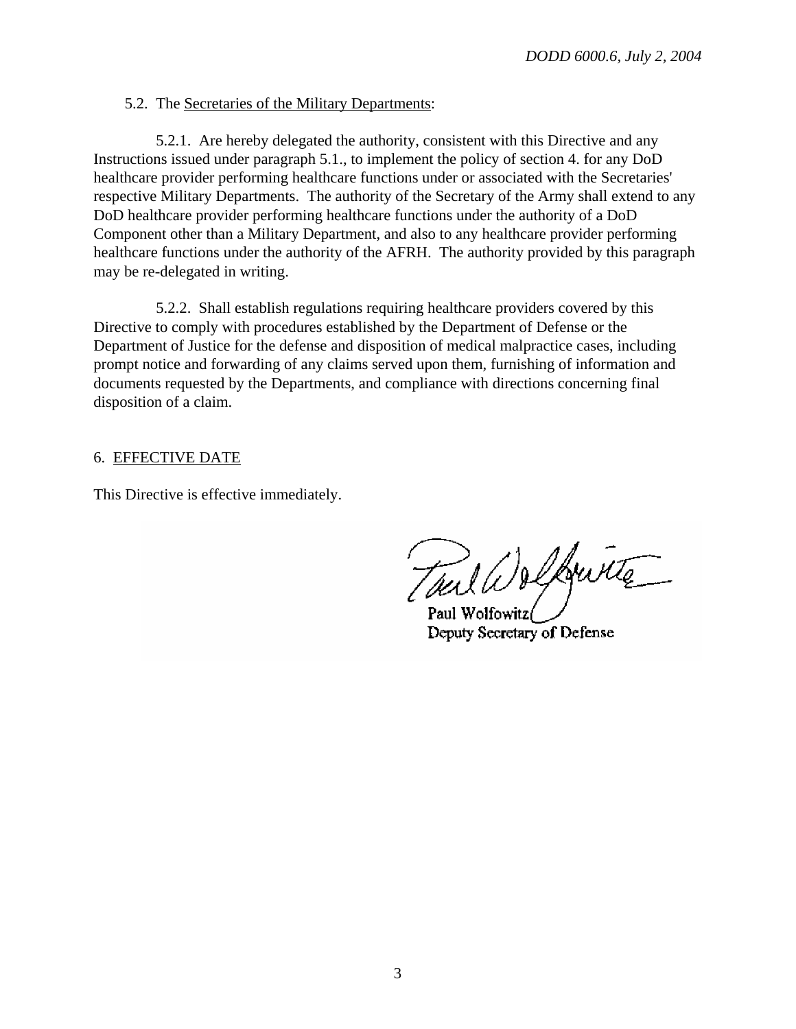5.2. The Secretaries of the Military Departments:

5.2.1. Are hereby delegated the authority, consistent with this Directive and any Instructions issued under paragraph 5.1., to implement the policy of section 4. for any DoD healthcare provider performing healthcare functions under or associated with the Secretaries' respective Military Departments. The authority of the Secretary of the Army shall extend to any DoD healthcare provider performing healthcare functions under the authority of a DoD Component other than a Military Department, and also to any healthcare provider performing healthcare functions under the authority of the AFRH. The authority provided by this paragraph may be re-delegated in writing.

5.2.2. Shall establish regulations requiring healthcare providers covered by this Directive to comply with procedures established by the Department of Defense or the Department of Justice for the defense and disposition of medical malpractice cases, including prompt notice and forwarding of any claims served upon them, furnishing of information and documents requested by the Departments, and compliance with directions concerning final disposition of a claim.

## 6. EFFECTIVE DATE

This Directive is effective immediately.

Paul Wolfowitz
Deputy Secretary of Defense